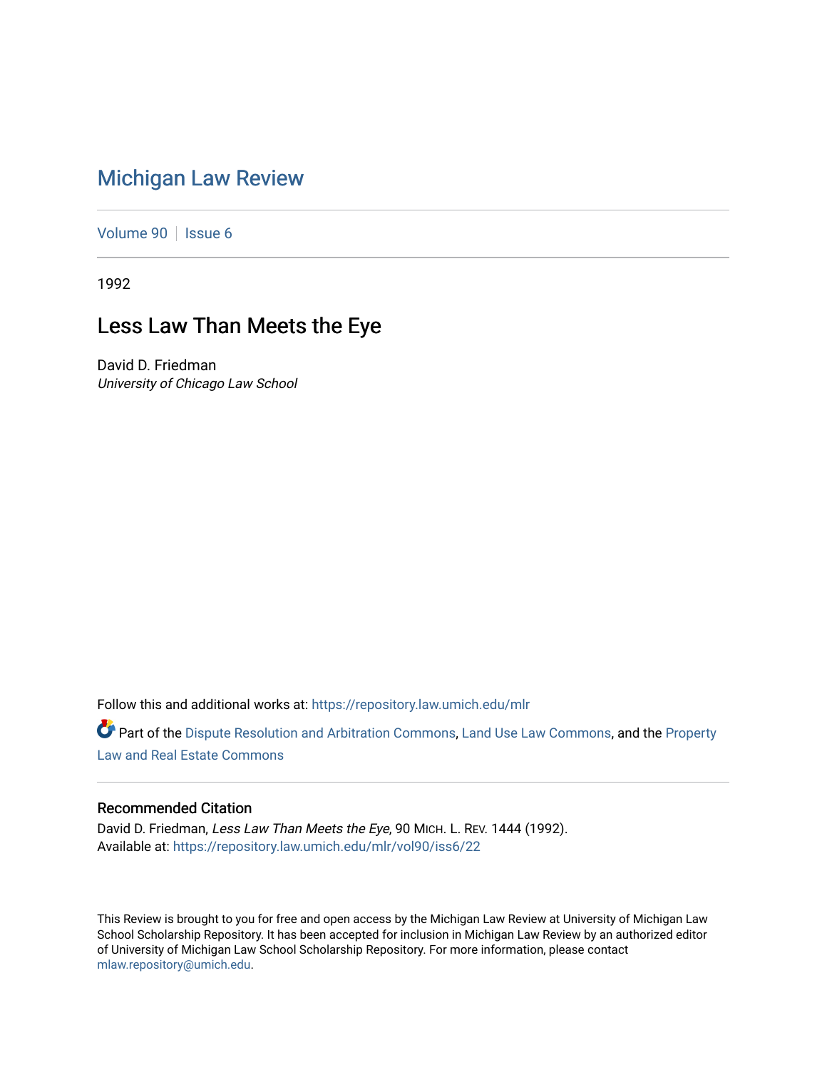# Michigan Law Review

Volume 90 | Issue 6

1992

## Less Law Than Meets the Eye

David D. Friedman
*University of Chicago Law School*

Follow this and additional works at: https://repository.law.umich.edu/mlr

Part of the Dispute Resolution and Arbitration Commons, Land Use Law Commons, and the Property Law and Real Estate Commons

### Recommended Citation

David D. Friedman, *Less Law Than Meets the Eye*, 90 MICH. L. REV. 1444 (1992).
Available at: https://repository.law.umich.edu/mlr/vol90/iss6/22

This Review is brought to you for free and open access by the Michigan Law Review at University of Michigan Law School Scholarship Repository. It has been accepted for inclusion in Michigan Law Review by an authorized editor of University of Michigan Law School Scholarship Repository. For more information, please contact mlaw.repository@umich.edu.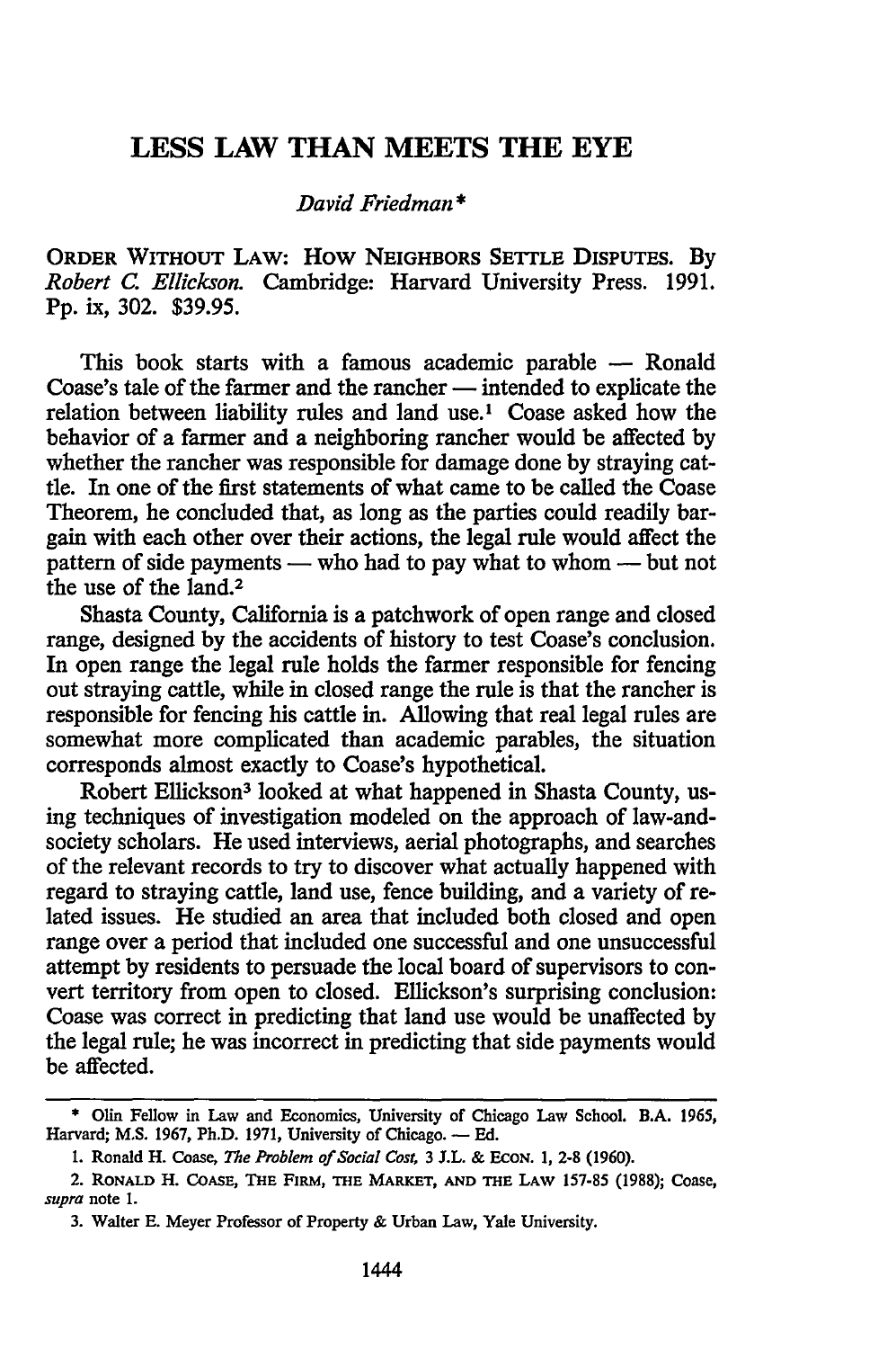# LESS LAW THAN MEETS THE EYE

*David Friedman\**

ORDER WITHOUT LAW: HOW NEIGHBORS SETTLE DISPUTES. By *Robert C. Ellickson.* Cambridge: Harvard University Press. 1991. Pp. ix, 302. $39.95.

This book starts with a famous academic parable — Ronald Coase's tale of the farmer and the rancher — intended to explicate the relation between liability rules and land use.[1] Coase asked how the behavior of a farmer and a neighboring rancher would be affected by whether the rancher was responsible for damage done by straying cattle. In one of the first statements of what came to be called the Coase Theorem, he concluded that, as long as the parties could readily bargain with each other over their actions, the legal rule would affect the pattern of side payments — who had to pay what to whom — but not the use of the land.[2]

Shasta County, California is a patchwork of open range and closed range, designed by the accidents of history to test Coase's conclusion. In open range the legal rule holds the farmer responsible for fencing out straying cattle, while in closed range the rule is that the rancher is responsible for fencing his cattle in. Allowing that real legal rules are somewhat more complicated than academic parables, the situation corresponds almost exactly to Coase's hypothetical.

Robert Ellickson[3] looked at what happened in Shasta County, using techniques of investigation modeled on the approach of law-and-society scholars. He used interviews, aerial photographs, and searches of the relevant records to try to discover what actually happened with regard to straying cattle, land use, fence building, and a variety of related issues. He studied an area that included both closed and open range over a period that included one successful and one unsuccessful attempt by residents to persuade the local board of supervisors to convert territory from open to closed. Ellickson's surprising conclusion: Coase was correct in predicting that land use would be unaffected by the legal rule; he was incorrect in predicting that side payments would be affected.

---

\* Olin Fellow in Law and Economics, University of Chicago Law School. B.A. 1965, Harvard; M.S. 1967, Ph.D. 1971, University of Chicago. — Ed.

1. Ronald H. Coase, *The Problem of Social Cost,* 3 J.L. & ECON. 1, 2-8 (1960).

2. RONALD H. COASE, THE FIRM, THE MARKET, AND THE LAW 157-85 (1988); Coase, *supra* note 1.

3. Walter E. Meyer Professor of Property & Urban Law, Yale University.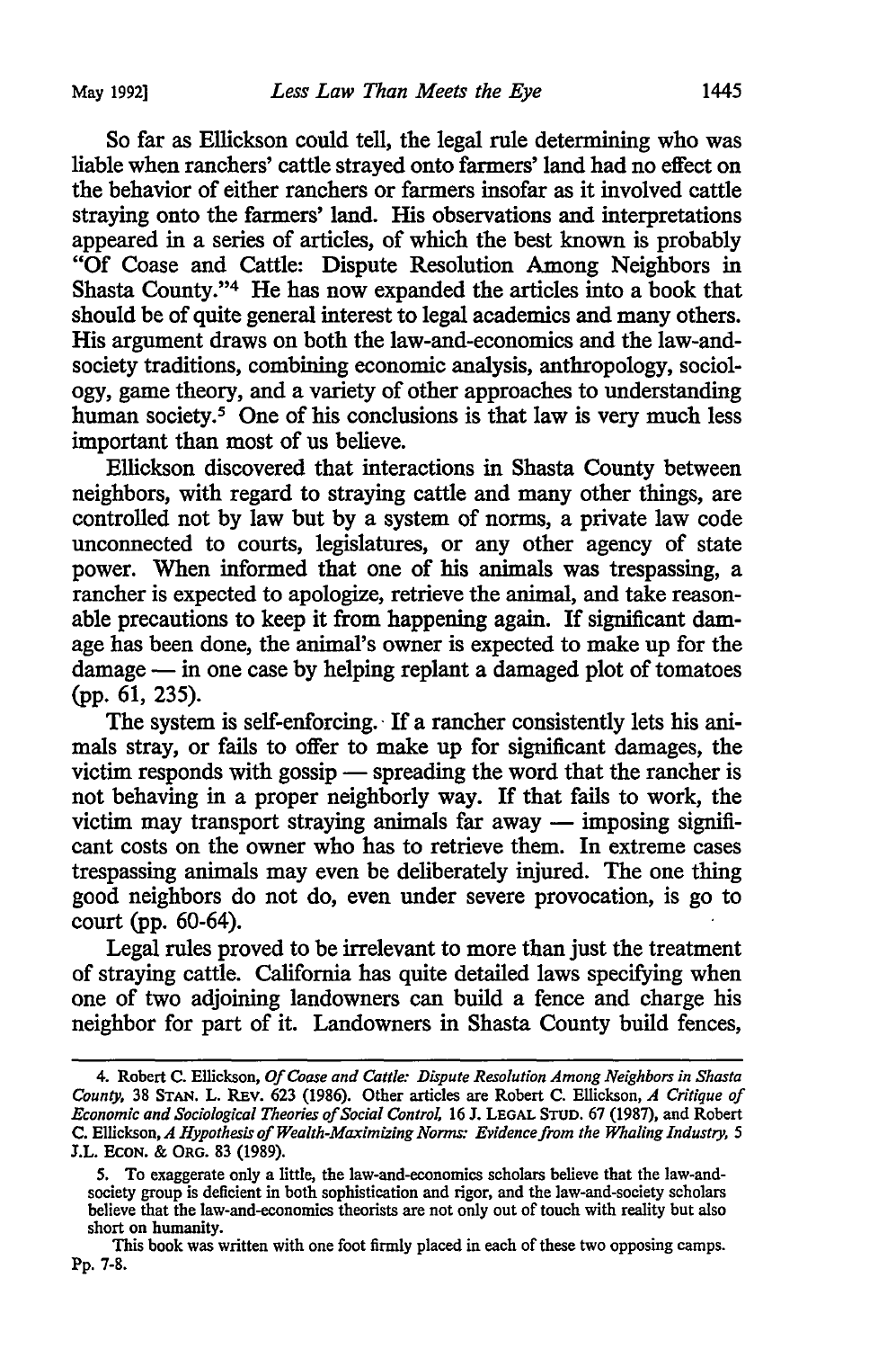So far as Ellickson could tell, the legal rule determining who was liable when ranchers' cattle strayed onto farmers' land had no effect on the behavior of either ranchers or farmers insofar as it involved cattle straying onto the farmers' land. His observations and interpretations appeared in a series of articles, of which the best known is probably "Of Coase and Cattle: Dispute Resolution Among Neighbors in Shasta County."[4] He has now expanded the articles into a book that should be of quite general interest to legal academics and many others. His argument draws on both the law-and-economics and the law-and-society traditions, combining economic analysis, anthropology, sociology, game theory, and a variety of other approaches to understanding human society.[5] One of his conclusions is that law is very much less important than most of us believe.

Ellickson discovered that interactions in Shasta County between neighbors, with regard to straying cattle and many other things, are controlled not by law but by a system of norms, a private law code unconnected to courts, legislatures, or any other agency of state power. When informed that one of his animals was trespassing, a rancher is expected to apologize, retrieve the animal, and take reasonable precautions to keep it from happening again. If significant damage has been done, the animal's owner is expected to make up for the damage — in one case by helping replant a damaged plot of tomatoes (pp. 61, 235).

The system is self-enforcing. If a rancher consistently lets his animals stray, or fails to offer to make up for significant damages, the victim responds with gossip — spreading the word that the rancher is not behaving in a proper neighborly way. If that fails to work, the victim may transport straying animals far away — imposing significant costs on the owner who has to retrieve them. In extreme cases trespassing animals may even be deliberately injured. The one thing good neighbors do not do, even under severe provocation, is go to court (pp. 60-64).

Legal rules proved to be irrelevant to more than just the treatment of straying cattle. California has quite detailed laws specifying when one of two adjoining landowners can build a fence and charge his neighbor for part of it. Landowners in Shasta County build fences,

---

4. Robert C. Ellickson, *Of Coase and Cattle: Dispute Resolution Among Neighbors in Shasta County*, 38 STAN. L. REV. 623 (1986). Other articles are Robert C. Ellickson, *A Critique of Economic and Sociological Theories of Social Control*, 16 J. LEGAL STUD. 67 (1987), and Robert C. Ellickson, *A Hypothesis of Wealth-Maximizing Norms: Evidence from the Whaling Industry*, 5 J.L. ECON. & ORG. 83 (1989).

5. To exaggerate only a little, the law-and-economics scholars believe that the law-and-society group is deficient in both sophistication and rigor, and the law-and-society scholars believe that the law-and-economics theorists are not only out of touch with reality but also short on humanity.

This book was written with one foot firmly placed in each of these two opposing camps. Pp. 7-8.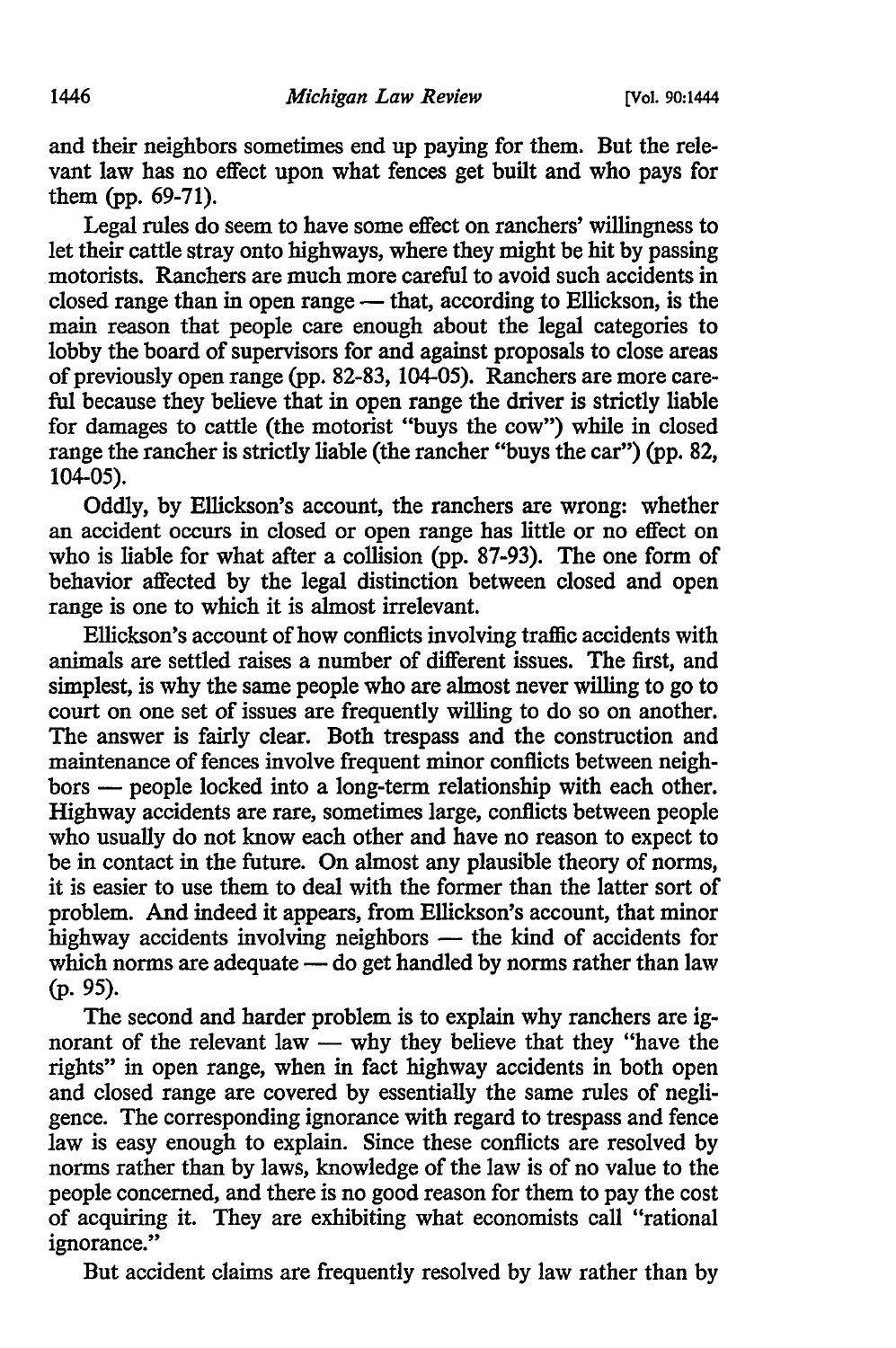and their neighbors sometimes end up paying for them. But the relevant law has no effect upon what fences get built and who pays for them (pp. 69-71).

Legal rules do seem to have some effect on ranchers' willingness to let their cattle stray onto highways, where they might be hit by passing motorists. Ranchers are much more careful to avoid such accidents in closed range than in open range — that, according to Ellickson, is the main reason that people care enough about the legal categories to lobby the board of supervisors for and against proposals to close areas of previously open range (pp. 82-83, 104-05). Ranchers are more careful because they believe that in open range the driver is strictly liable for damages to cattle (the motorist "buys the cow") while in closed range the rancher is strictly liable (the rancher "buys the car") (pp. 82, 104-05).

Oddly, by Ellickson's account, the ranchers are wrong: whether an accident occurs in closed or open range has little or no effect on who is liable for what after a collision (pp. 87-93). The one form of behavior affected by the legal distinction between closed and open range is one to which it is almost irrelevant.

Ellickson's account of how conflicts involving traffic accidents with animals are settled raises a number of different issues. The first, and simplest, is why the same people who are almost never willing to go to court on one set of issues are frequently willing to do so on another. The answer is fairly clear. Both trespass and the construction and maintenance of fences involve frequent minor conflicts between neighbors — people locked into a long-term relationship with each other. Highway accidents are rare, sometimes large, conflicts between people who usually do not know each other and have no reason to expect to be in contact in the future. On almost any plausible theory of norms, it is easier to use them to deal with the former than the latter sort of problem. And indeed it appears, from Ellickson's account, that minor highway accidents involving neighbors — the kind of accidents for which norms are adequate — do get handled by norms rather than law (p. 95).

The second and harder problem is to explain why ranchers are ignorant of the relevant law — why they believe that they "have the rights" in open range, when in fact highway accidents in both open and closed range are covered by essentially the same rules of negligence. The corresponding ignorance with regard to trespass and fence law is easy enough to explain. Since these conflicts are resolved by norms rather than by laws, knowledge of the law is of no value to the people concerned, and there is no good reason for them to pay the cost of acquiring it. They are exhibiting what economists call "rational ignorance."

But accident claims are frequently resolved by law rather than by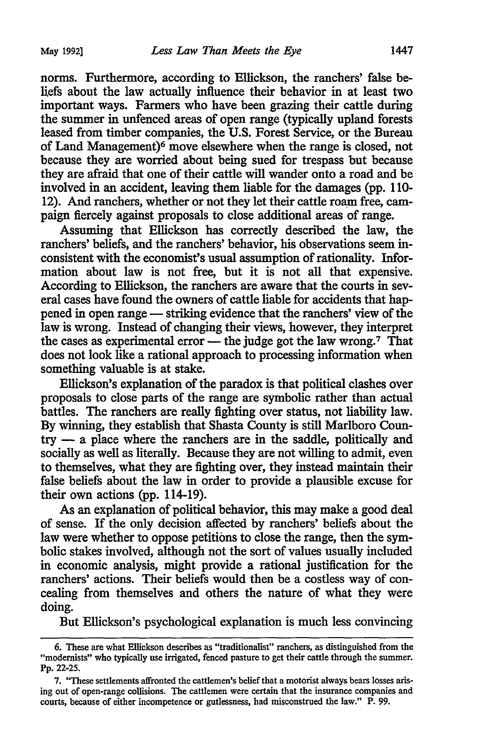norms. Furthermore, according to Ellickson, the ranchers' false beliefs about the law actually influence their behavior in at least two important ways. Farmers who have been grazing their cattle during the summer in unfenced areas of open range (typically upland forests leased from timber companies, the U.S. Forest Service, or the Bureau of Land Management)[6] move elsewhere when the range is closed, not because they are worried about being sued for trespass but because they are afraid that one of their cattle will wander onto a road and be involved in an accident, leaving them liable for the damages (pp. 110-12). And ranchers, whether or not they let their cattle roam free, campaign fiercely against proposals to close additional areas of range.

Assuming that Ellickson has correctly described the law, the ranchers' beliefs, and the ranchers' behavior, his observations seem inconsistent with the economist's usual assumption of rationality. Information about law is not free, but it is not all that expensive. According to Ellickson, the ranchers are aware that the courts in several cases have found the owners of cattle liable for accidents that happened in open range — striking evidence that the ranchers' view of the law is wrong. Instead of changing their views, however, they interpret the cases as experimental error — the judge got the law wrong.[7] That does not look like a rational approach to processing information when something valuable is at stake.

Ellickson's explanation of the paradox is that political clashes over proposals to close parts of the range are symbolic rather than actual battles. The ranchers are really fighting over status, not liability law. By winning, they establish that Shasta County is still Marlboro Country — a place where the ranchers are in the saddle, politically and socially as well as literally. Because they are not willing to admit, even to themselves, what they are fighting over, they instead maintain their false beliefs about the law in order to provide a plausible excuse for their own actions (pp. 114-19).

As an explanation of political behavior, this may make a good deal of sense. If the only decision affected by ranchers' beliefs about the law were whether to oppose petitions to close the range, then the symbolic stakes involved, although not the sort of values usually included in economic analysis, might provide a rational justification for the ranchers' actions. Their beliefs would then be a costless way of concealing from themselves and others the nature of what they were doing.

But Ellickson's psychological explanation is much less convincing

6. These are what Ellickson describes as "traditionalist" ranchers, as distinguished from the "modernists" who typically use irrigated, fenced pasture to get their cattle through the summer. Pp. 22-25.

7. "These settlements affronted the cattlemen's belief that a motorist always bears losses arising out of open-range collisions. The cattlemen were certain that the insurance companies and courts, because of either incompetence or gutlessness, had misconstrued the law." P. 99.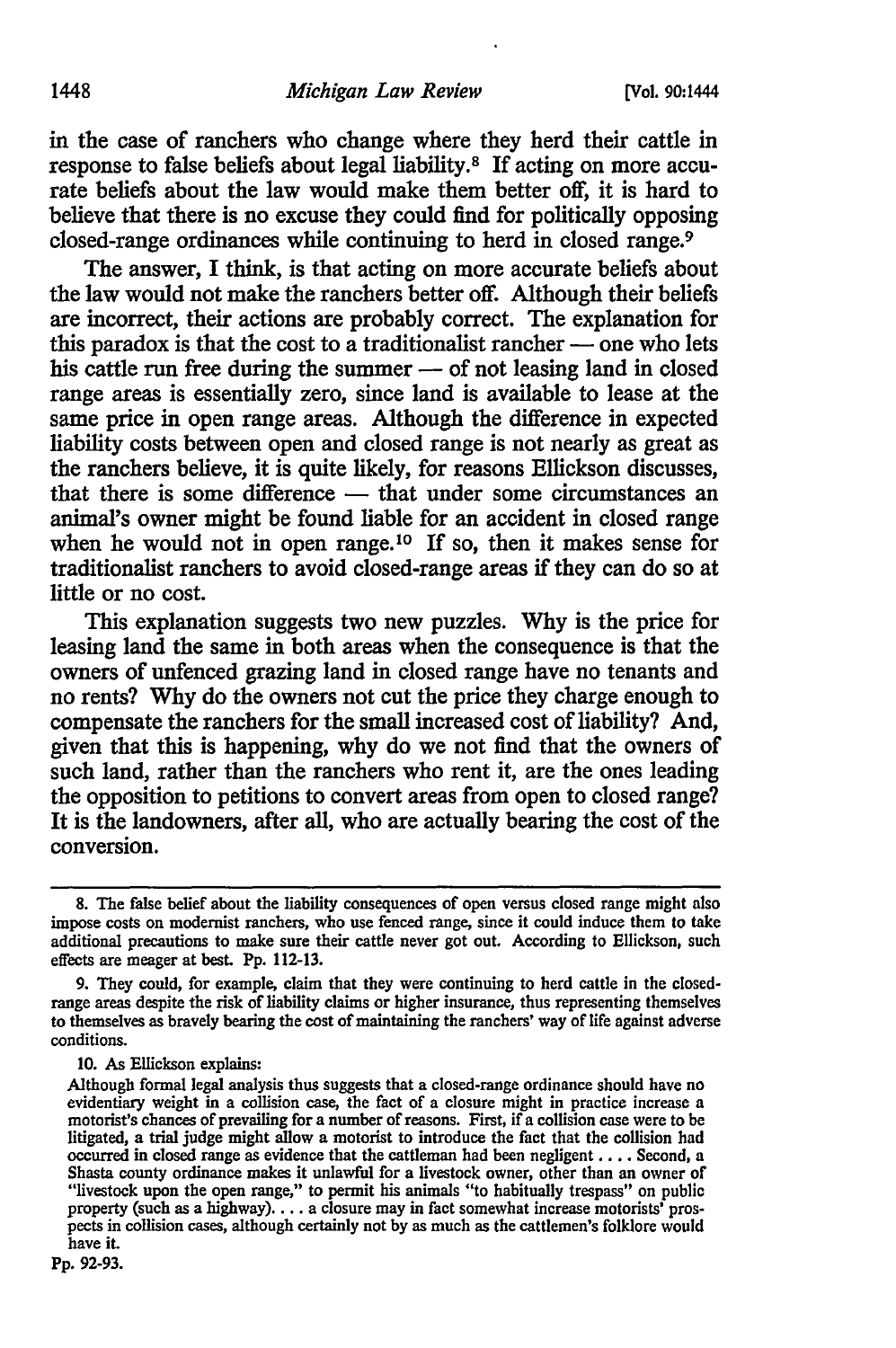in the case of ranchers who change where they herd their cattle in response to false beliefs about legal liability.[8] If acting on more accurate beliefs about the law would make them better off, it is hard to believe that there is no excuse they could find for politically opposing closed-range ordinances while continuing to herd in closed range.[9]

The answer, I think, is that acting on more accurate beliefs about the law would not make the ranchers better off. Although their beliefs are incorrect, their actions are probably correct. The explanation for this paradox is that the cost to a traditionalist rancher — one who lets his cattle run free during the summer — of not leasing land in closed range areas is essentially zero, since land is available to lease at the same price in open range areas. Although the difference in expected liability costs between open and closed range is not nearly as great as the ranchers believe, it is quite likely, for reasons Ellickson discusses, that there is some difference — that under some circumstances an animal's owner might be found liable for an accident in closed range when he would not in open range.[10] If so, then it makes sense for traditionalist ranchers to avoid closed-range areas if they can do so at little or no cost.

This explanation suggests two new puzzles. Why is the price for leasing land the same in both areas when the consequence is that the owners of unfenced grazing land in closed range have no tenants and no rents? Why do the owners not cut the price they charge enough to compensate the ranchers for the small increased cost of liability? And, given that this is happening, why do we not find that the owners of such land, rather than the ranchers who rent it, are the ones leading the opposition to petitions to convert areas from open to closed range? It is the landowners, after all, who are actually bearing the cost of the conversion.

---

8. The false belief about the liability consequences of open versus closed range might also impose costs on modernist ranchers, who use fenced range, since it could induce them to take additional precautions to make sure their cattle never got out. According to Ellickson, such effects are meager at best. Pp. 112-13.

9. They could, for example, claim that they were continuing to herd cattle in the closed-range areas despite the risk of liability claims or higher insurance, thus representing themselves to themselves as bravely bearing the cost of maintaining the ranchers' way of life against adverse conditions.

10. As Ellickson explains:

> Although formal legal analysis thus suggests that a closed-range ordinance should have no evidentiary weight in a collision case, the fact of a closure might in practice increase a motorist's chances of prevailing for a number of reasons. First, if a collision case were to be litigated, a trial judge might allow a motorist to introduce the fact that the collision had occurred in closed range as evidence that the cattleman had been negligent .... Second, a Shasta county ordinance makes it unlawful for a livestock owner, other than an owner of "livestock upon the open range," to permit his animals "to habitually trespass" on public property (such as a highway). ... a closure may in fact somewhat increase motorists' prospects in collision cases, although certainly not by as much as the cattlemen's folklore would have it.

Pp. 92-93.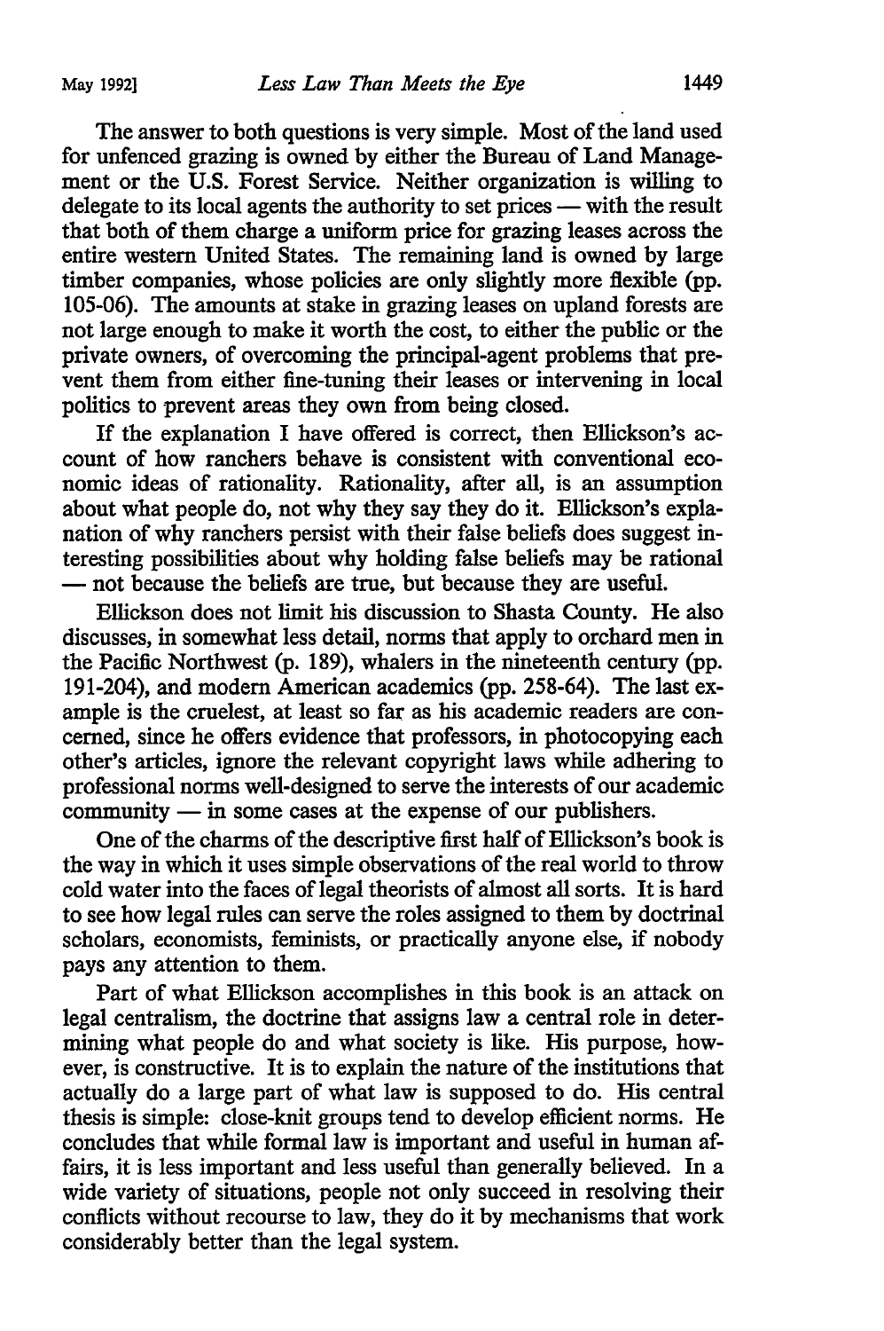The answer to both questions is very simple. Most of the land used for unfenced grazing is owned by either the Bureau of Land Management or the U.S. Forest Service. Neither organization is willing to delegate to its local agents the authority to set prices — with the result that both of them charge a uniform price for grazing leases across the entire western United States. The remaining land is owned by large timber companies, whose policies are only slightly more flexible (pp. 105-06). The amounts at stake in grazing leases on upland forests are not large enough to make it worth the cost, to either the public or the private owners, of overcoming the principal-agent problems that prevent them from either fine-tuning their leases or intervening in local politics to prevent areas they own from being closed.

If the explanation I have offered is correct, then Ellickson's account of how ranchers behave is consistent with conventional economic ideas of rationality. Rationality, after all, is an assumption about what people do, not why they say they do it. Ellickson's explanation of why ranchers persist with their false beliefs does suggest interesting possibilities about why holding false beliefs may be rational — not because the beliefs are true, but because they are useful.

Ellickson does not limit his discussion to Shasta County. He also discusses, in somewhat less detail, norms that apply to orchard men in the Pacific Northwest (p. 189), whalers in the nineteenth century (pp. 191-204), and modern American academics (pp. 258-64). The last example is the cruelest, at least so far as his academic readers are concerned, since he offers evidence that professors, in photocopying each other's articles, ignore the relevant copyright laws while adhering to professional norms well-designed to serve the interests of our academic community — in some cases at the expense of our publishers.

One of the charms of the descriptive first half of Ellickson's book is the way in which it uses simple observations of the real world to throw cold water into the faces of legal theorists of almost all sorts. It is hard to see how legal rules can serve the roles assigned to them by doctrinal scholars, economists, feminists, or practically anyone else, if nobody pays any attention to them.

Part of what Ellickson accomplishes in this book is an attack on legal centralism, the doctrine that assigns law a central role in determining what people do and what society is like. His purpose, however, is constructive. It is to explain the nature of the institutions that actually do a large part of what law is supposed to do. His central thesis is simple: close-knit groups tend to develop efficient norms. He concludes that while formal law is important and useful in human affairs, it is less important and less useful than generally believed. In a wide variety of situations, people not only succeed in resolving their conflicts without recourse to law, they do it by mechanisms that work considerably better than the legal system.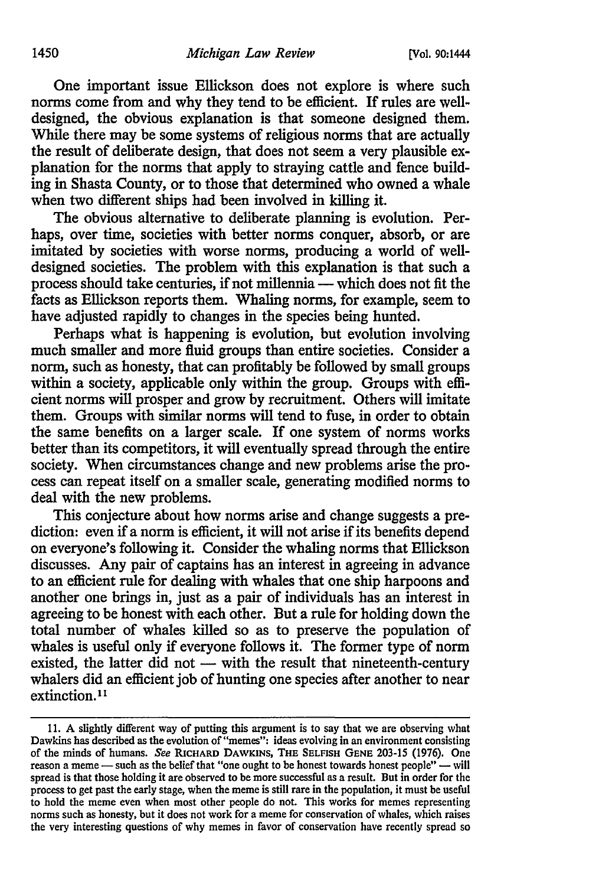One important issue Ellickson does not explore is where such norms come from and why they tend to be efficient. If rules are well-designed, the obvious explanation is that someone designed them. While there may be some systems of religious norms that are actually the result of deliberate design, that does not seem a very plausible explanation for the norms that apply to straying cattle and fence building in Shasta County, or to those that determined who owned a whale when two different ships had been involved in killing it.

The obvious alternative to deliberate planning is evolution. Perhaps, over time, societies with better norms conquer, absorb, or are imitated by societies with worse norms, producing a world of well-designed societies. The problem with this explanation is that such a process should take centuries, if not millennia — which does not fit the facts as Ellickson reports them. Whaling norms, for example, seem to have adjusted rapidly to changes in the species being hunted.

Perhaps what is happening is evolution, but evolution involving much smaller and more fluid groups than entire societies. Consider a norm, such as honesty, that can profitably be followed by small groups within a society, applicable only within the group. Groups with efficient norms will prosper and grow by recruitment. Others will imitate them. Groups with similar norms will tend to fuse, in order to obtain the same benefits on a larger scale. If one system of norms works better than its competitors, it will eventually spread through the entire society. When circumstances change and new problems arise the process can repeat itself on a smaller scale, generating modified norms to deal with the new problems.

This conjecture about how norms arise and change suggests a prediction: even if a norm is efficient, it will not arise if its benefits depend on everyone's following it. Consider the whaling norms that Ellickson discusses. Any pair of captains has an interest in agreeing in advance to an efficient rule for dealing with whales that one ship harpoons and another one brings in, just as a pair of individuals has an interest in agreeing to be honest with each other. But a rule for holding down the total number of whales killed so as to preserve the population of whales is useful only if everyone follows it. The former type of norm existed, the latter did not — with the result that nineteenth-century whalers did an efficient job of hunting one species after another to near extinction.[11]

---

11. A slightly different way of putting this argument is to say that we are observing what Dawkins has described as the evolution of "memes": ideas evolving in an environment consisting of the minds of humans. *See* RICHARD DAWKINS, THE SELFISH GENE 203-15 (1976). One reason a meme — such as the belief that "one ought to be honest towards honest people" — will spread is that those holding it are observed to be more successful as a result. But in order for the process to get past the early stage, when the meme is still rare in the population, it must be useful to hold the meme even when most other people do not. This works for memes representing norms such as honesty, but it does not work for a meme for conservation of whales, which raises the very interesting questions of why memes in favor of conservation have recently spread so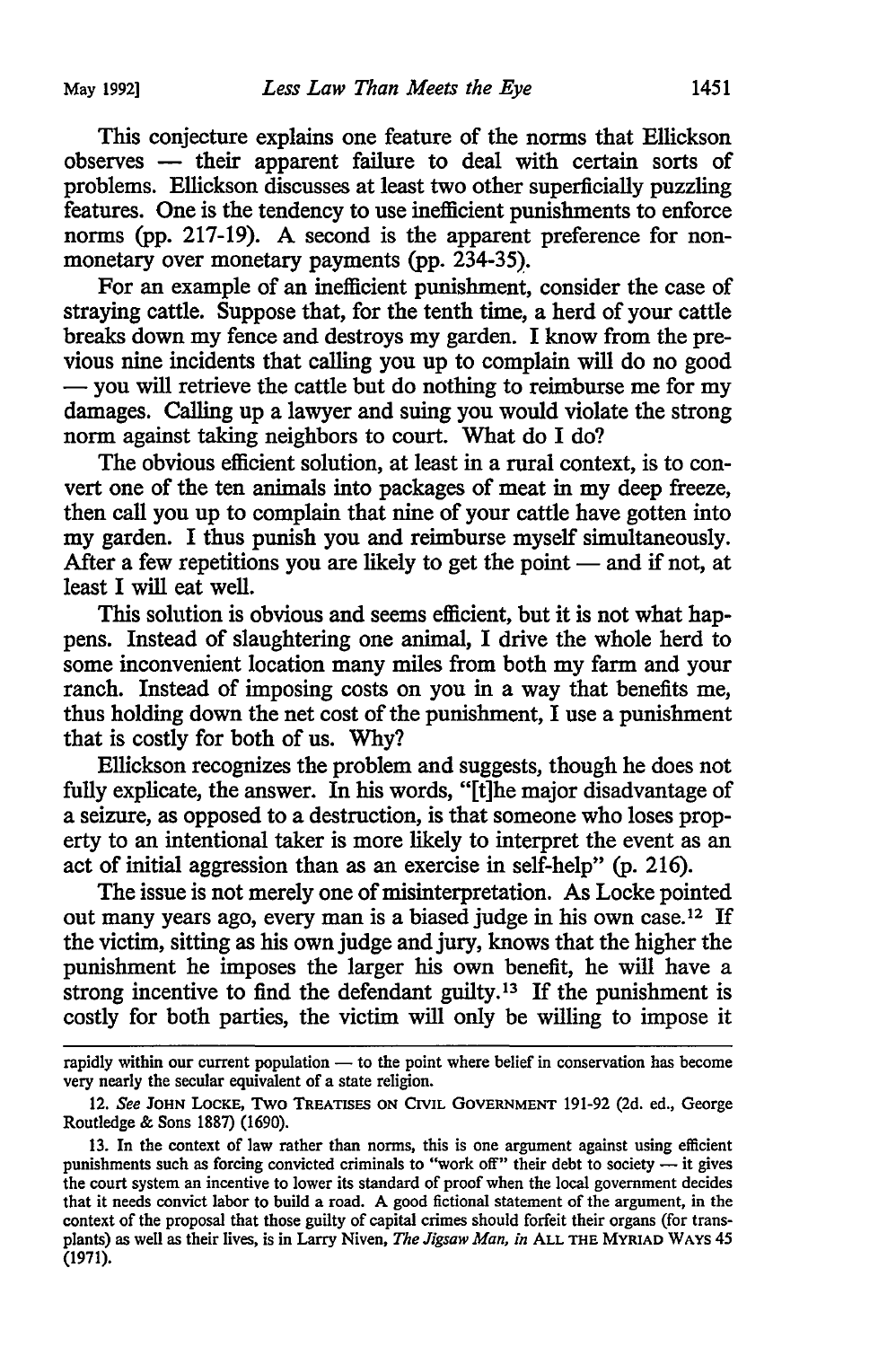This conjecture explains one feature of the norms that Ellickson observes — their apparent failure to deal with certain sorts of problems. Ellickson discusses at least two other superficially puzzling features. One is the tendency to use inefficient punishments to enforce norms (pp. 217-19). A second is the apparent preference for nonmonetary over monetary payments (pp. 234-35).

For an example of an inefficient punishment, consider the case of straying cattle. Suppose that, for the tenth time, a herd of your cattle breaks down my fence and destroys my garden. I know from the previous nine incidents that calling you up to complain will do no good — you will retrieve the cattle but do nothing to reimburse me for my damages. Calling up a lawyer and suing you would violate the strong norm against taking neighbors to court. What do I do?

The obvious efficient solution, at least in a rural context, is to convert one of the ten animals into packages of meat in my deep freeze, then call you up to complain that nine of your cattle have gotten into my garden. I thus punish you and reimburse myself simultaneously. After a few repetitions you are likely to get the point — and if not, at least I will eat well.

This solution is obvious and seems efficient, but it is not what happens. Instead of slaughtering one animal, I drive the whole herd to some inconvenient location many miles from both my farm and your ranch. Instead of imposing costs on you in a way that benefits me, thus holding down the net cost of the punishment, I use a punishment that is costly for both of us. Why?

Ellickson recognizes the problem and suggests, though he does not fully explicate, the answer. In his words, "[t]he major disadvantage of a seizure, as opposed to a destruction, is that someone who loses property to an intentional taker is more likely to interpret the event as an act of initial aggression than as an exercise in self-help" (p. 216).

The issue is not merely one of misinterpretation. As Locke pointed out many years ago, every man is a biased judge in his own case.[12] If the victim, sitting as his own judge and jury, knows that the higher the punishment he imposes the larger his own benefit, he will have a strong incentive to find the defendant guilty.[13] If the punishment is costly for both parties, the victim will only be willing to impose it

---

rapidly within our current population — to the point where belief in conservation has become very nearly the secular equivalent of a state religion.

12. *See* JOHN LOCKE, TWO TREATISES ON CIVIL GOVERNMENT 191-92 (2d. ed., George Routledge & Sons 1887) (1690).

13. In the context of law rather than norms, this is one argument against using efficient punishments such as forcing convicted criminals to "work off" their debt to society — it gives the court system an incentive to lower its standard of proof when the local government decides that it needs convict labor to build a road. A good fictional statement of the argument, in the context of the proposal that those guilty of capital crimes should forfeit their organs (for transplants) as well as their lives, is in Larry Niven, *The Jigsaw Man*, *in* ALL THE MYRIAD WAYS 45 (1971).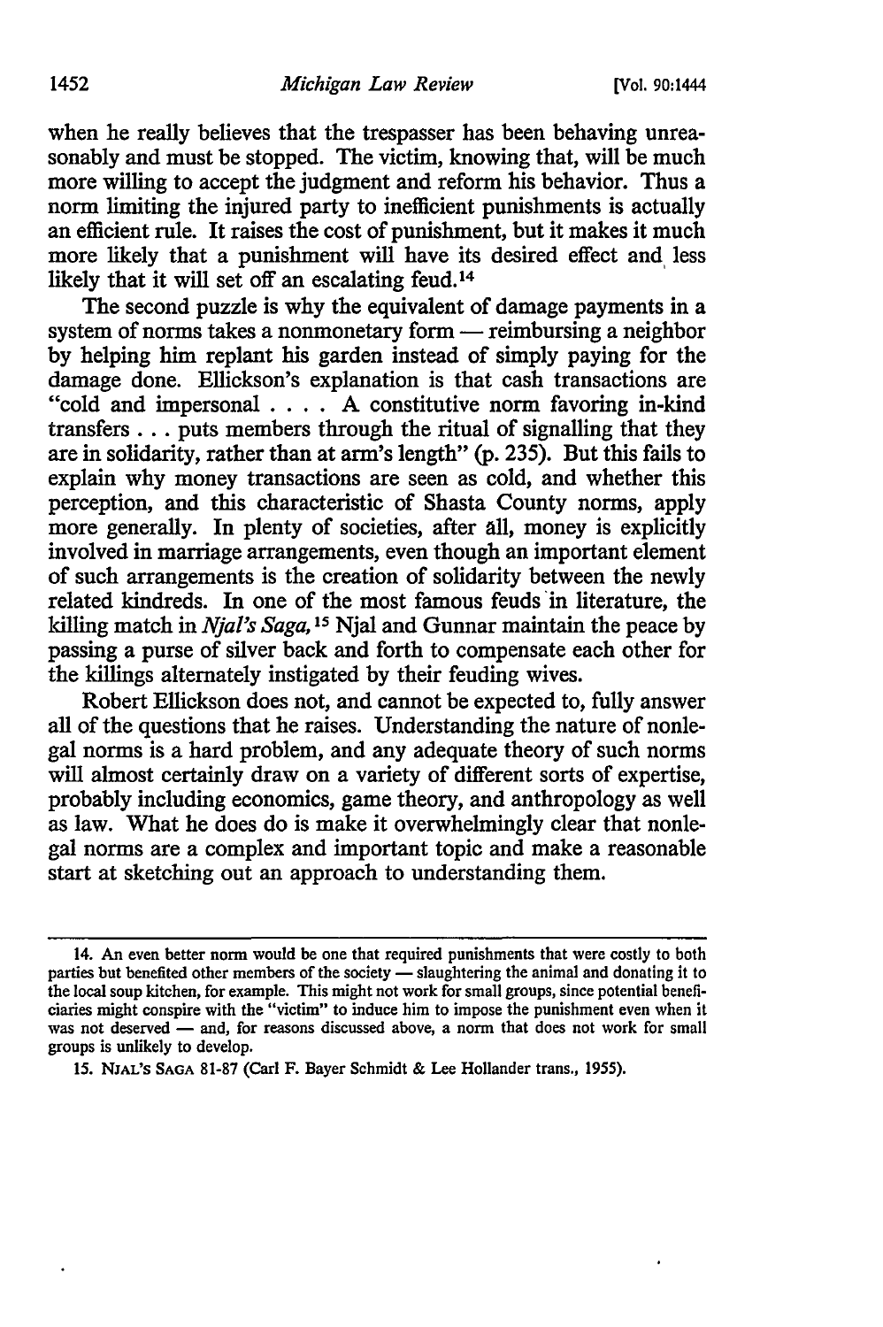when he really believes that the trespasser has been behaving unreasonably and must be stopped. The victim, knowing that, will be much more willing to accept the judgment and reform his behavior. Thus a norm limiting the injured party to inefficient punishments is actually an efficient rule. It raises the cost of punishment, but it makes it much more likely that a punishment will have its desired effect and less likely that it will set off an escalating feud.[14]

The second puzzle is why the equivalent of damage payments in a system of norms takes a nonmonetary form — reimbursing a neighbor by helping him replant his garden instead of simply paying for the damage done. Ellickson's explanation is that cash transactions are "cold and impersonal . . . . A constitutive norm favoring in-kind transfers . . . puts members through the ritual of signalling that they are in solidarity, rather than at arm's length" (p. 235). But this fails to explain why money transactions are seen as cold, and whether this perception, and this characteristic of Shasta County norms, apply more generally. In plenty of societies, after all, money is explicitly involved in marriage arrangements, even though an important element of such arrangements is the creation of solidarity between the newly related kindreds. In one of the most famous feuds in literature, the killing match in *Njal's Saga*,[15] Njal and Gunnar maintain the peace by passing a purse of silver back and forth to compensate each other for the killings alternately instigated by their feuding wives.

Robert Ellickson does not, and cannot be expected to, fully answer all of the questions that he raises. Understanding the nature of nonlegal norms is a hard problem, and any adequate theory of such norms will almost certainly draw on a variety of different sorts of expertise, probably including economics, game theory, and anthropology as well as law. What he does do is make it overwhelmingly clear that nonlegal norms are a complex and important topic and make a reasonable start at sketching out an approach to understanding them.

---

14. An even better norm would be one that required punishments that were costly to both parties but benefited other members of the society — slaughtering the animal and donating it to the local soup kitchen, for example. This might not work for small groups, since potential beneficiaries might conspire with the "victim" to induce him to impose the punishment even when it was not deserved — and, for reasons discussed above, a norm that does not work for small groups is unlikely to develop.

15. NJAL'S SAGA 81-87 (Carl F. Bayer Schmidt & Lee Hollander trans., 1955).